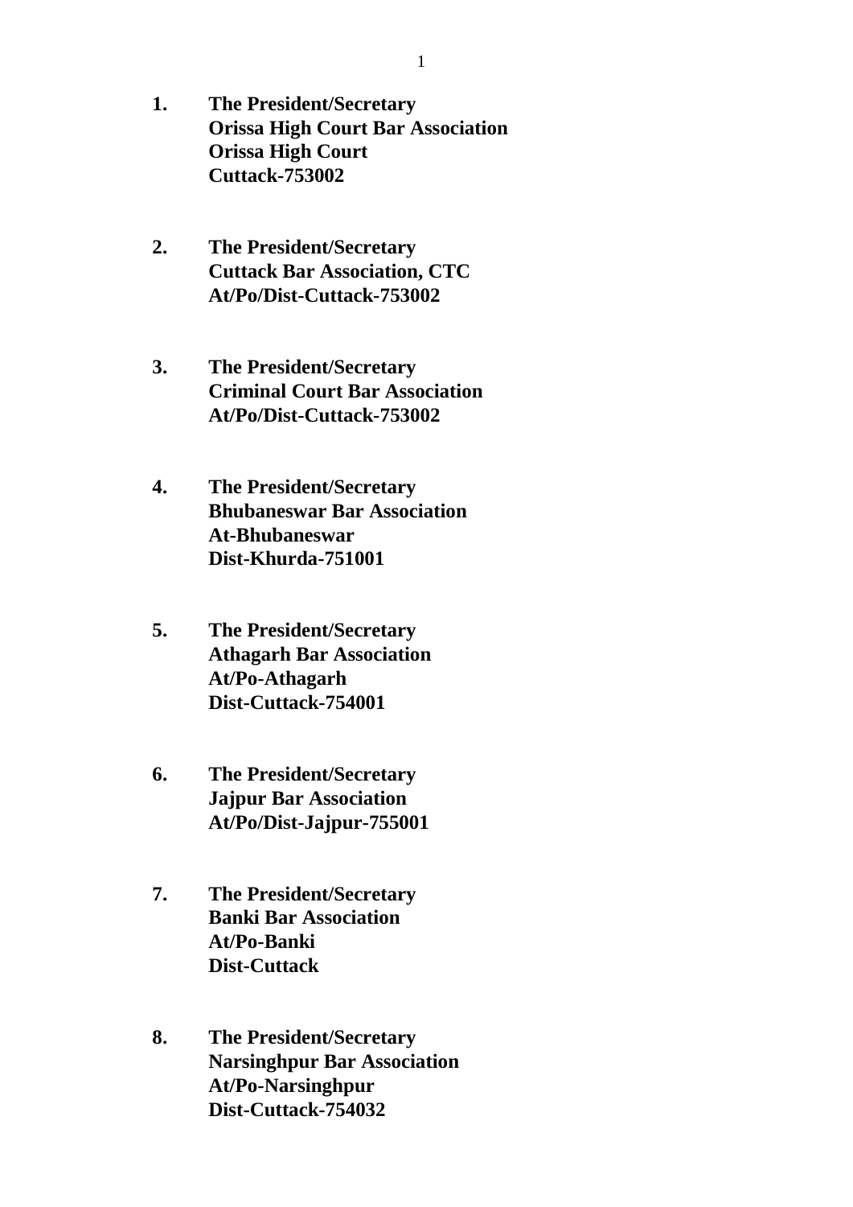1. **The President/Secretary**
   **Orissa High Court Bar Association**
   **Orissa High Court**
   **Cuttack-753002**

2. **The President/Secretary**
   **Cuttack Bar Association, CTC**
   **At/Po/Dist-Cuttack-753002**

3. **The President/Secretary**
   **Criminal Court Bar Association**
   **At/Po/Dist-Cuttack-753002**

4. **The President/Secretary**
   **Bhubaneswar Bar Association**
   **At-Bhubaneswar**
   **Dist-Khurda-751001**

5. **The President/Secretary**
   **Athagarh Bar Association**
   **At/Po-Athagarh**
   **Dist-Cuttack-754001**

6. **The President/Secretary**
   **Jajpur Bar Association**
   **At/Po/Dist-Jajpur-755001**

7. **The President/Secretary**
   **Banki Bar Association**
   **At/Po-Banki**
   **Dist-Cuttack**

8. **The President/Secretary**
   **Narsinghpur Bar Association**
   **At/Po-Narsinghpur**
   **Dist-Cuttack-754032**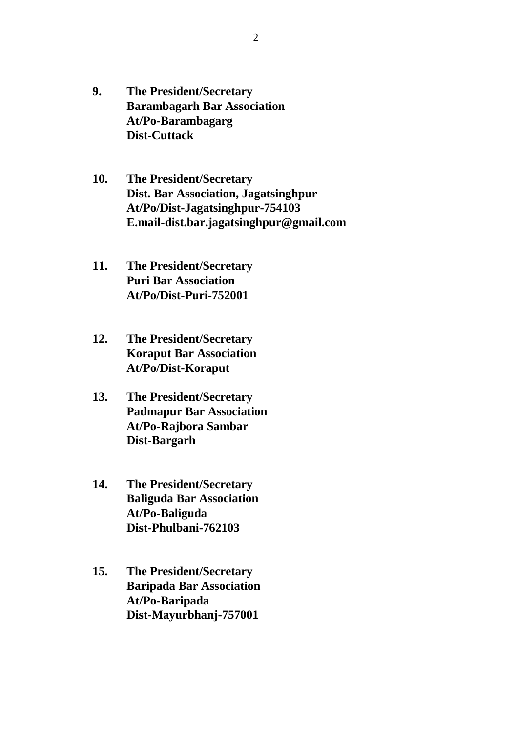9. **The President/Secretary**
   **Barambagarh Bar Association**
   **At/Po-Barambagarg**
   **Dist-Cuttack**

10. **The President/Secretary**
    **Dist. Bar Association, Jagatsinghpur**
    **At/Po/Dist-Jagatsinghpur-754103**
    **E.mail-dist.bar.jagatsinghpur@gmail.com**

11. **The President/Secretary**
    **Puri Bar Association**
    **At/Po/Dist-Puri-752001**

12. **The President/Secretary**
    **Koraput Bar Association**
    **At/Po/Dist-Koraput**

13. **The President/Secretary**
    **Padmapur Bar Association**
    **At/Po-Rajbora Sambar**
    **Dist-Bargarh**

14. **The President/Secretary**
    **Baliguda Bar Association**
    **At/Po-Baliguda**
    **Dist-Phulbani-762103**

15. **The President/Secretary**
    **Baripada Bar Association**
    **At/Po-Baripada**
    **Dist-Mayurbhanj-757001**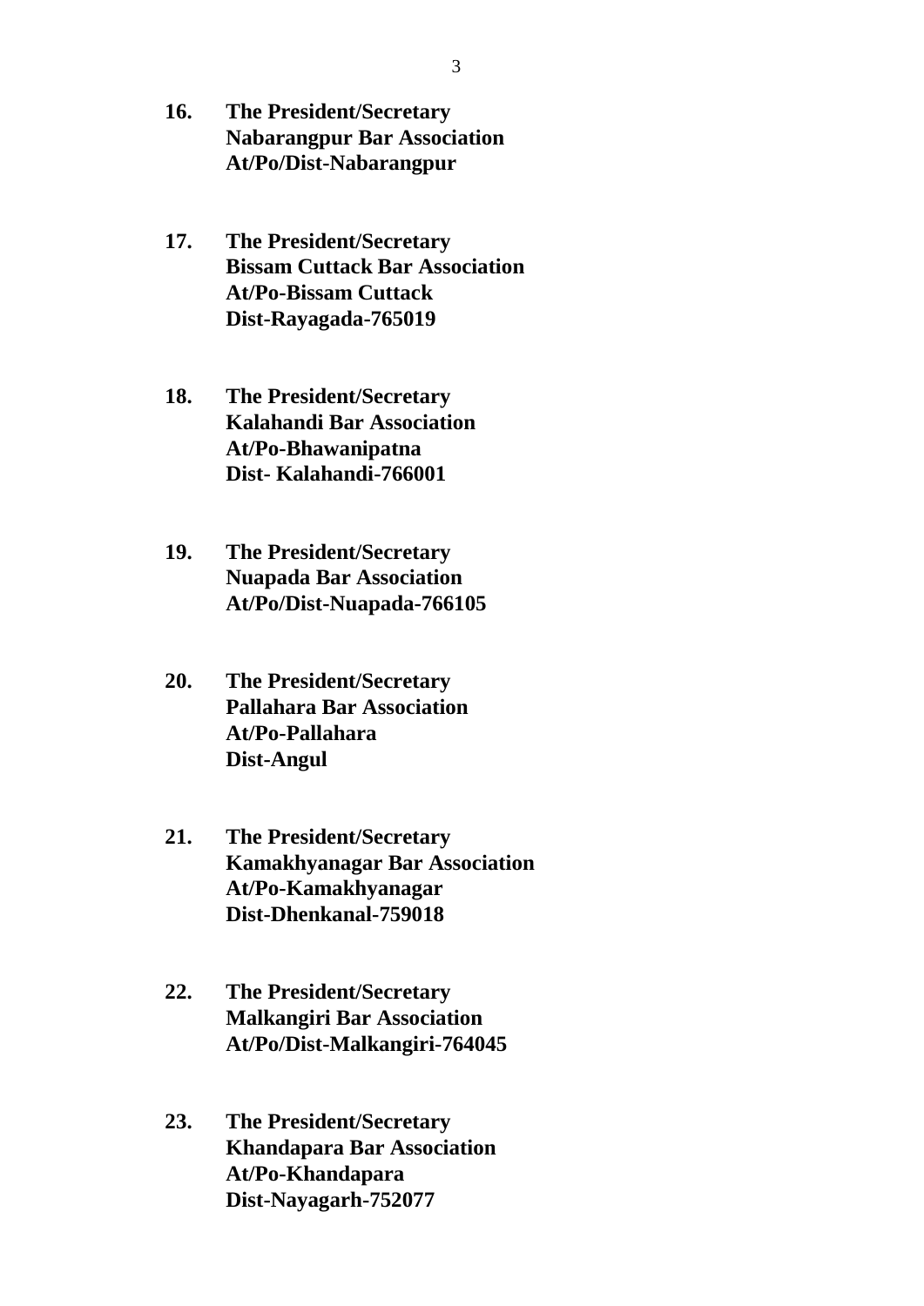**16. The President/Secretary**
**Nabarangpur Bar Association**
**At/Po/Dist-Nabarangpur**

**17. The President/Secretary**
**Bissam Cuttack Bar Association**
**At/Po-Bissam Cuttack**
**Dist-Rayagada-765019**

**18. The President/Secretary**
**Kalahandi Bar Association**
**At/Po-Bhawanipatna**
**Dist- Kalahandi-766001**

**19. The President/Secretary**
**Nuapada Bar Association**
**At/Po/Dist-Nuapada-766105**

**20. The President/Secretary**
**Pallahara Bar Association**
**At/Po-Pallahara**
**Dist-Angul**

**21. The President/Secretary**
**Kamakhyanagar Bar Association**
**At/Po-Kamakhyanagar**
**Dist-Dhenkanal-759018**

**22. The President/Secretary**
**Malkangiri Bar Association**
**At/Po/Dist-Malkangiri-764045**

**23. The President/Secretary**
**Khandapara Bar Association**
**At/Po-Khandapara**
**Dist-Nayagarh-752077**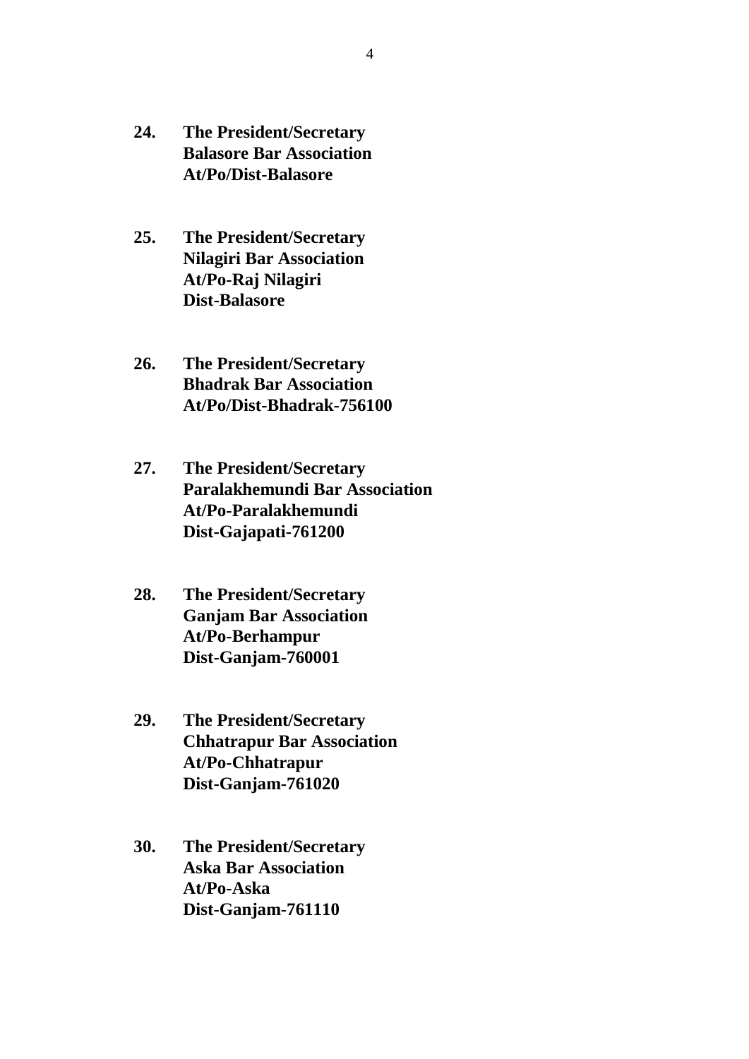**24.** **The President/Secretary**
**Balasore Bar Association**
**At/Po/Dist-Balasore**

**25.** **The President/Secretary**
**Nilagiri Bar Association**
**At/Po-Raj Nilagiri**
**Dist-Balasore**

**26.** **The President/Secretary**
**Bhadrak Bar Association**
**At/Po/Dist-Bhadrak-756100**

**27.** **The President/Secretary**
**Paralakhemundi Bar Association**
**At/Po-Paralakhemundi**
**Dist-Gajapati-761200**

**28.** **The President/Secretary**
**Ganjam Bar Association**
**At/Po-Berhampur**
**Dist-Ganjam-760001**

**29.** **The President/Secretary**
**Chhatrapur Bar Association**
**At/Po-Chhatrapur**
**Dist-Ganjam-761020**

**30.** **The President/Secretary**
**Aska Bar Association**
**At/Po-Aska**
**Dist-Ganjam-761110**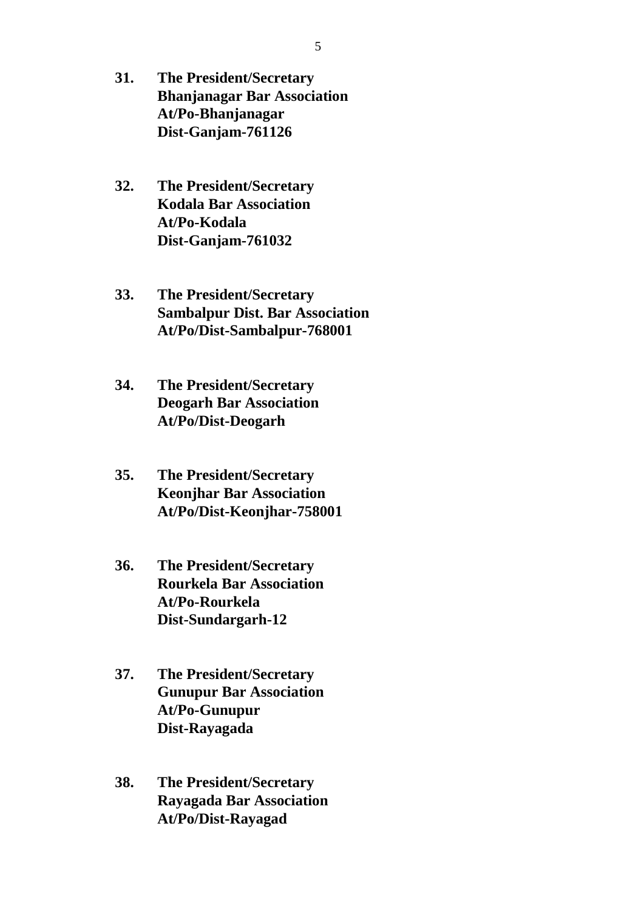**31.** **The President/Secretary**
**Bhanjanagar Bar Association**
**At/Po-Bhanjanagar**
**Dist-Ganjam-761126**

**32.** **The President/Secretary**
**Kodala Bar Association**
**At/Po-Kodala**
**Dist-Ganjam-761032**

**33.** **The President/Secretary**
**Sambalpur Dist. Bar Association**
**At/Po/Dist-Sambalpur-768001**

**34.** **The President/Secretary**
**Deogarh Bar Association**
**At/Po/Dist-Deogarh**

**35.** **The President/Secretary**
**Keonjhar Bar Association**
**At/Po/Dist-Keonjhar-758001**

**36.** **The President/Secretary**
**Rourkela Bar Association**
**At/Po-Rourkela**
**Dist-Sundargarh-12**

**37.** **The President/Secretary**
**Gunupur Bar Association**
**At/Po-Gunupur**
**Dist-Rayagada**

**38.** **The President/Secretary**
**Rayagada Bar Association**
**At/Po/Dist-Rayagad**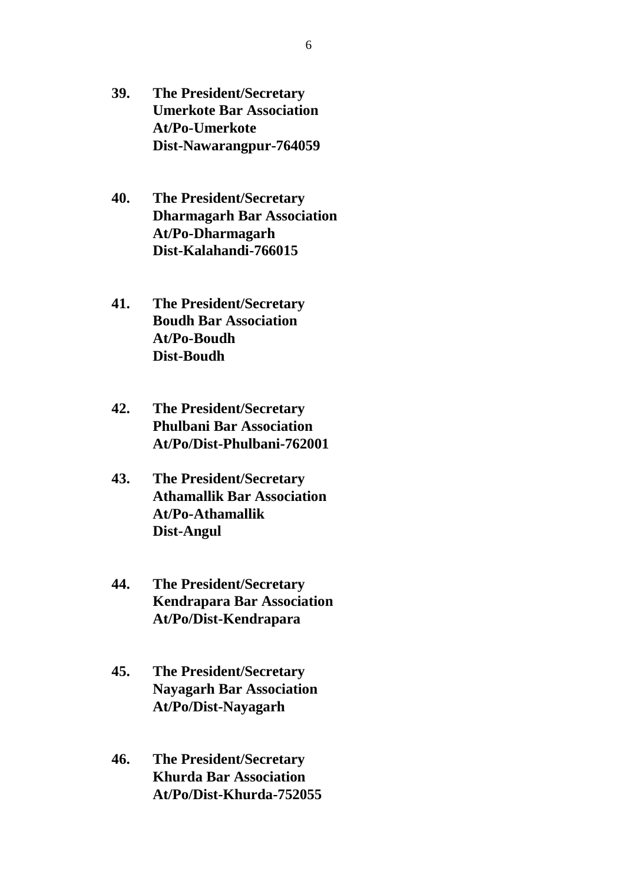**39.** **The President/Secretary**
**Umerkote Bar Association**
**At/Po-Umerkote**
**Dist-Nawarangpur-764059**

**40.** **The President/Secretary**
**Dharmagarh Bar Association**
**At/Po-Dharmagarh**
**Dist-Kalahandi-766015**

**41.** **The President/Secretary**
**Boudh Bar Association**
**At/Po-Boudh**
**Dist-Boudh**

**42.** **The President/Secretary**
**Phulbani Bar Association**
**At/Po/Dist-Phulbani-762001**

**43.** **The President/Secretary**
**Athamallik Bar Association**
**At/Po-Athamallik**
**Dist-Angul**

**44.** **The President/Secretary**
**Kendrapara Bar Association**
**At/Po/Dist-Kendrapara**

**45.** **The President/Secretary**
**Nayagarh Bar Association**
**At/Po/Dist-Nayagarh**

**46.** **The President/Secretary**
**Khurda Bar Association**
**At/Po/Dist-Khurda-752055**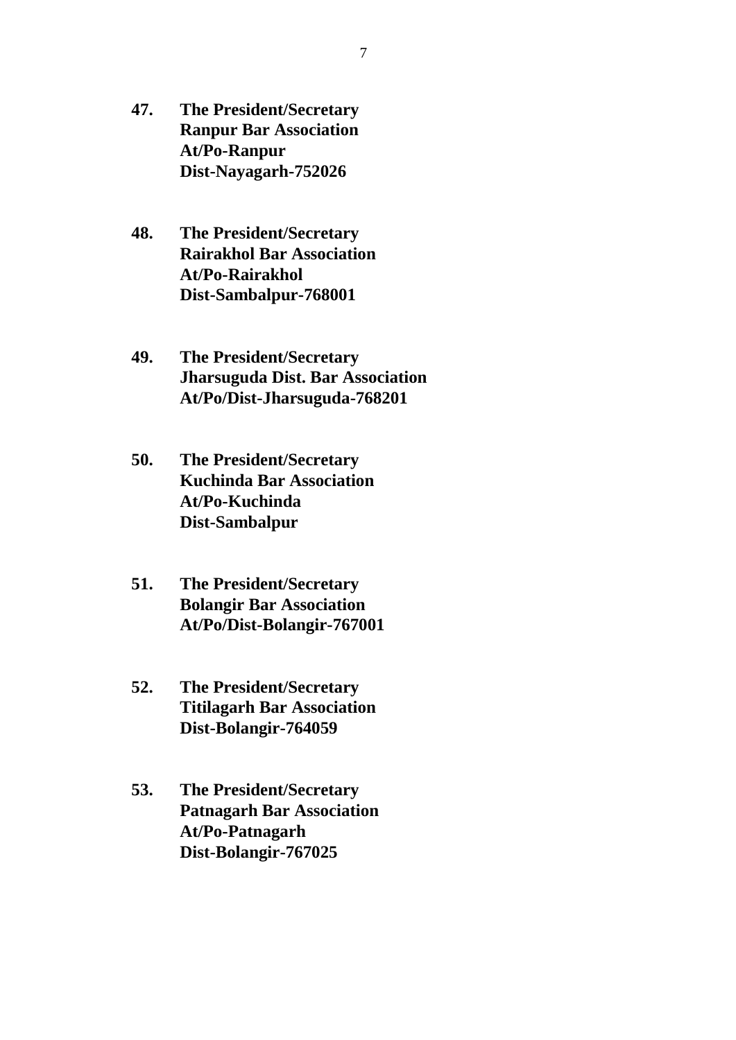**47. The President/Secretary**
**Ranpur Bar Association**
**At/Po-Ranpur**
**Dist-Nayagarh-752026**

**48. The President/Secretary**
**Rairakhol Bar Association**
**At/Po-Rairakhol**
**Dist-Sambalpur-768001**

**49. The President/Secretary**
**Jharsuguda Dist. Bar Association**
**At/Po/Dist-Jharsuguda-768201**

**50. The President/Secretary**
**Kuchinda Bar Association**
**At/Po-Kuchinda**
**Dist-Sambalpur**

**51. The President/Secretary**
**Bolangir Bar Association**
**At/Po/Dist-Bolangir-767001**

**52. The President/Secretary**
**Titilagarh Bar Association**
**Dist-Bolangir-764059**

**53. The President/Secretary**
**Patnagarh Bar Association**
**At/Po-Patnagarh**
**Dist-Bolangir-767025**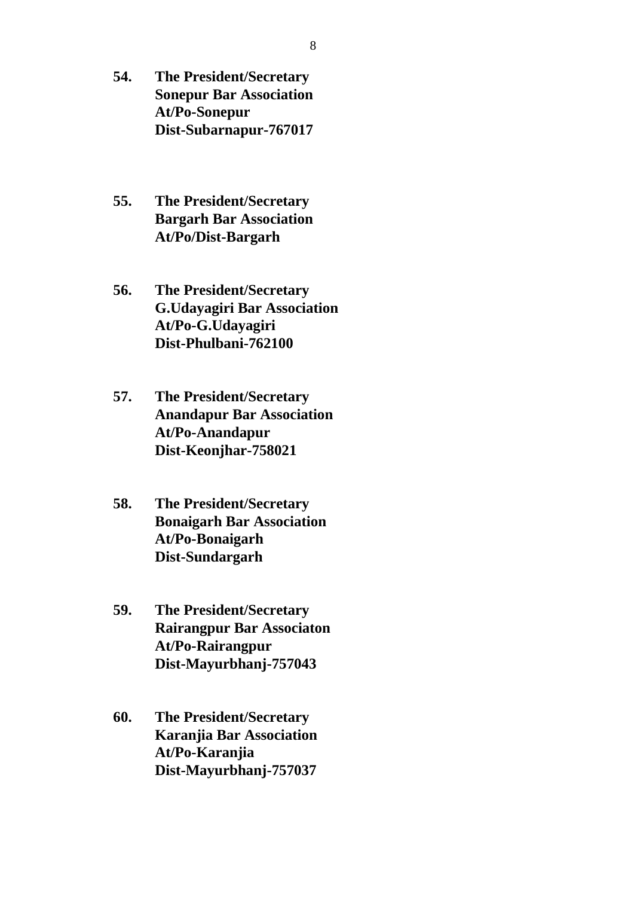**54. The President/Secretary**
**Sonepur Bar Association**
**At/Po-Sonepur**
**Dist-Subarnapur-767017**

**55. The President/Secretary**
**Bargarh Bar Association**
**At/Po/Dist-Bargarh**

**56. The President/Secretary**
**G.Udayagiri Bar Association**
**At/Po-G.Udayagiri**
**Dist-Phulbani-762100**

**57. The President/Secretary**
**Anandapur Bar Association**
**At/Po-Anandapur**
**Dist-Keonjhar-758021**

**58. The President/Secretary**
**Bonaigarh Bar Association**
**At/Po-Bonaigarh**
**Dist-Sundargarh**

**59. The President/Secretary**
**Rairangpur Bar Associaton**
**At/Po-Rairangpur**
**Dist-Mayurbhanj-757043**

**60. The President/Secretary**
**Karanjia Bar Association**
**At/Po-Karanjia**
**Dist-Mayurbhanj-757037**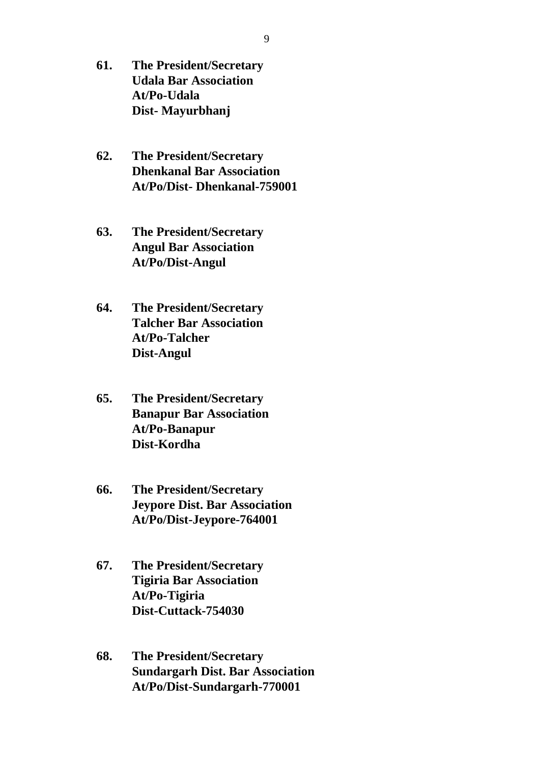**61. The President/Secretary**
**Udala Bar Association**
**At/Po-Udala**
**Dist- Mayurbhanj**

**62. The President/Secretary**
**Dhenkanal Bar Association**
**At/Po/Dist- Dhenkanal-759001**

**63. The President/Secretary**
**Angul Bar Association**
**At/Po/Dist-Angul**

**64. The President/Secretary**
**Talcher Bar Association**
**At/Po-Talcher**
**Dist-Angul**

**65. The President/Secretary**
**Banapur Bar Association**
**At/Po-Banapur**
**Dist-Kordha**

**66. The President/Secretary**
**Jeypore Dist. Bar Association**
**At/Po/Dist-Jeypore-764001**

**67. The President/Secretary**
**Tigiria Bar Association**
**At/Po-Tigiria**
**Dist-Cuttack-754030**

**68. The President/Secretary**
**Sundargarh Dist. Bar Association**
**At/Po/Dist-Sundargarh-770001**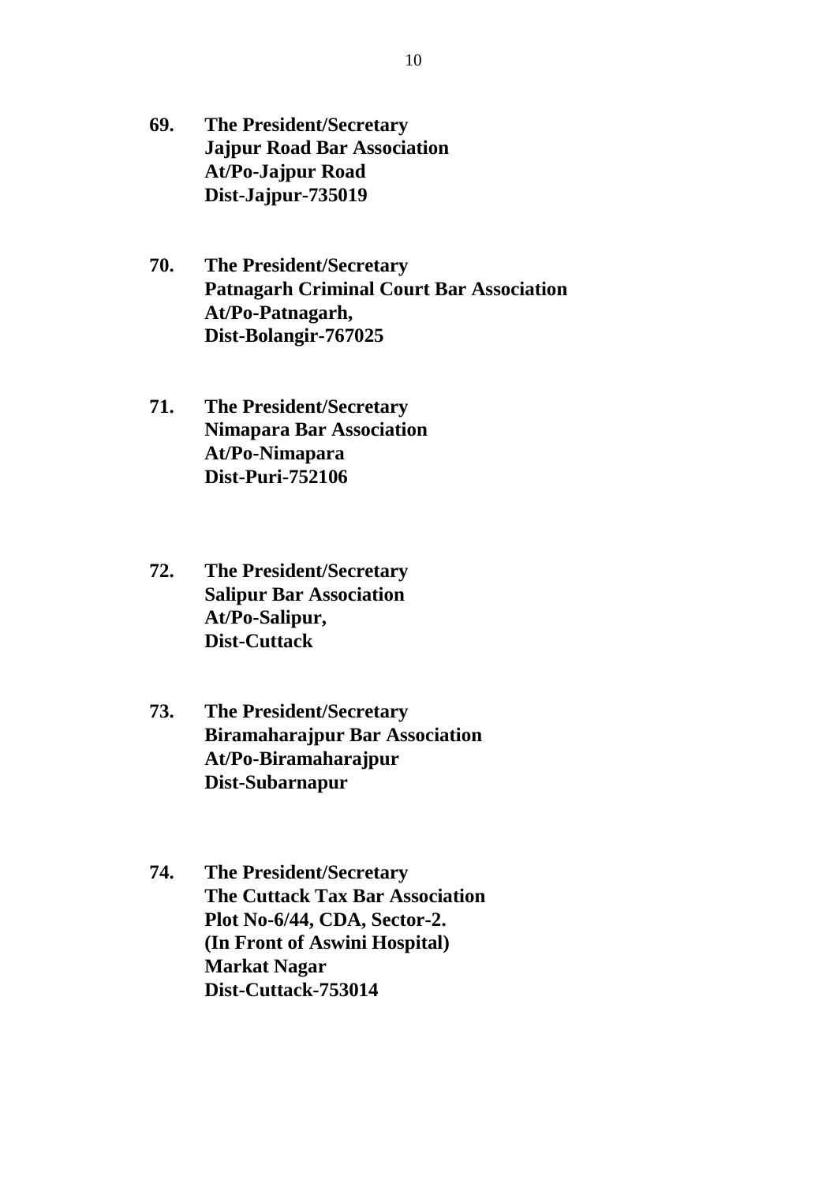**69. The President/Secretary**
**Jajpur Road Bar Association**
**At/Po-Jajpur Road**
**Dist-Jajpur-735019**

**70. The President/Secretary**
**Patnagarh Criminal Court Bar Association**
**At/Po-Patnagarh,**
**Dist-Bolangir-767025**

**71. The President/Secretary**
**Nimapara Bar Association**
**At/Po-Nimapara**
**Dist-Puri-752106**

**72. The President/Secretary**
**Salipur Bar Association**
**At/Po-Salipur,**
**Dist-Cuttack**

**73. The President/Secretary**
**Biramaharajpur Bar Association**
**At/Po-Biramaharajpur**
**Dist-Subarnapur**

**74. The President/Secretary**
**The Cuttack Tax Bar Association**
**Plot No-6/44, CDA, Sector-2.**
**(In Front of Aswini Hospital)**
**Markat Nagar**
**Dist-Cuttack-753014**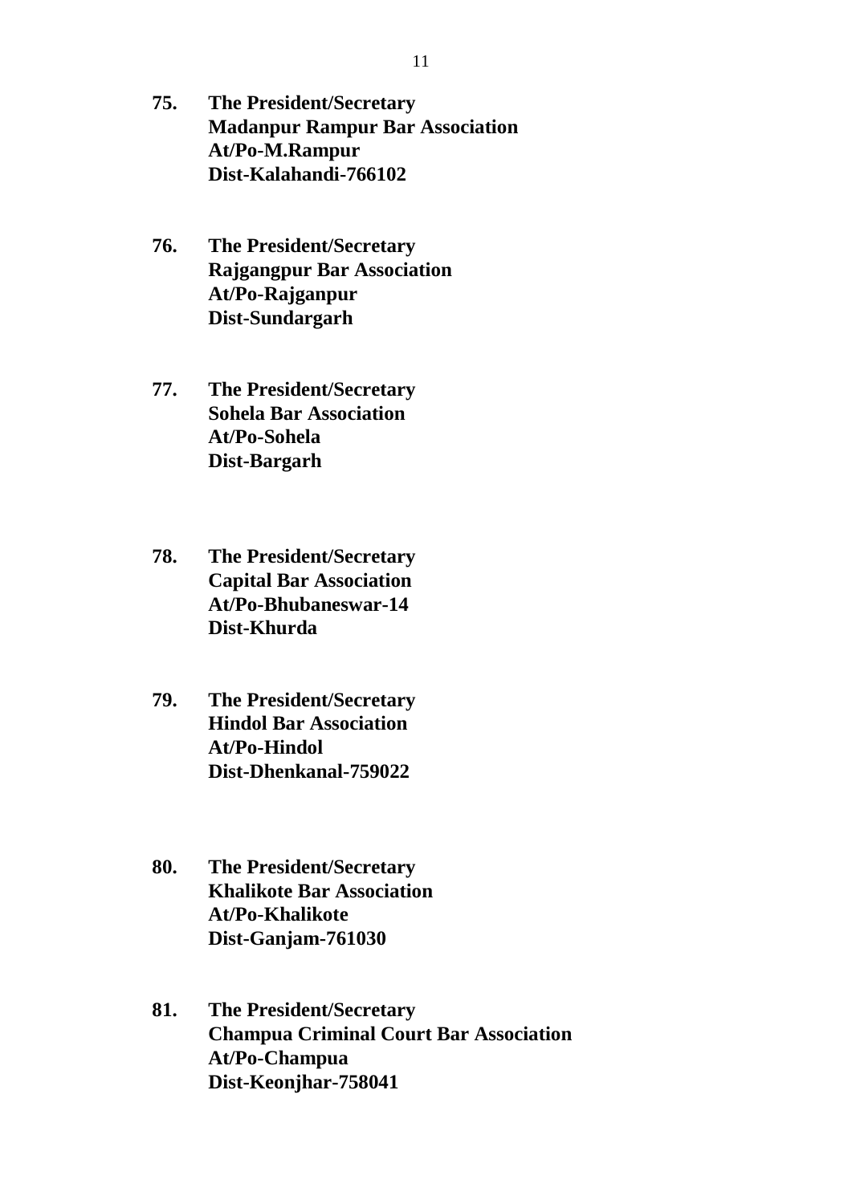**75.** **The President/Secretary**
**Madanpur Rampur Bar Association**
**At/Po-M.Rampur**
**Dist-Kalahandi-766102**

**76.** **The President/Secretary**
**Rajgangpur Bar Association**
**At/Po-Rajganpur**
**Dist-Sundargarh**

**77.** **The President/Secretary**
**Sohela Bar Association**
**At/Po-Sohela**
**Dist-Bargarh**

**78.** **The President/Secretary**
**Capital Bar Association**
**At/Po-Bhubaneswar-14**
**Dist-Khurda**

**79.** **The President/Secretary**
**Hindol Bar Association**
**At/Po-Hindol**
**Dist-Dhenkanal-759022**

**80.** **The President/Secretary**
**Khalikote Bar Association**
**At/Po-Khalikote**
**Dist-Ganjam-761030**

**81.** **The President/Secretary**
**Champua Criminal Court Bar Association**
**At/Po-Champua**
**Dist-Keonjhar-758041**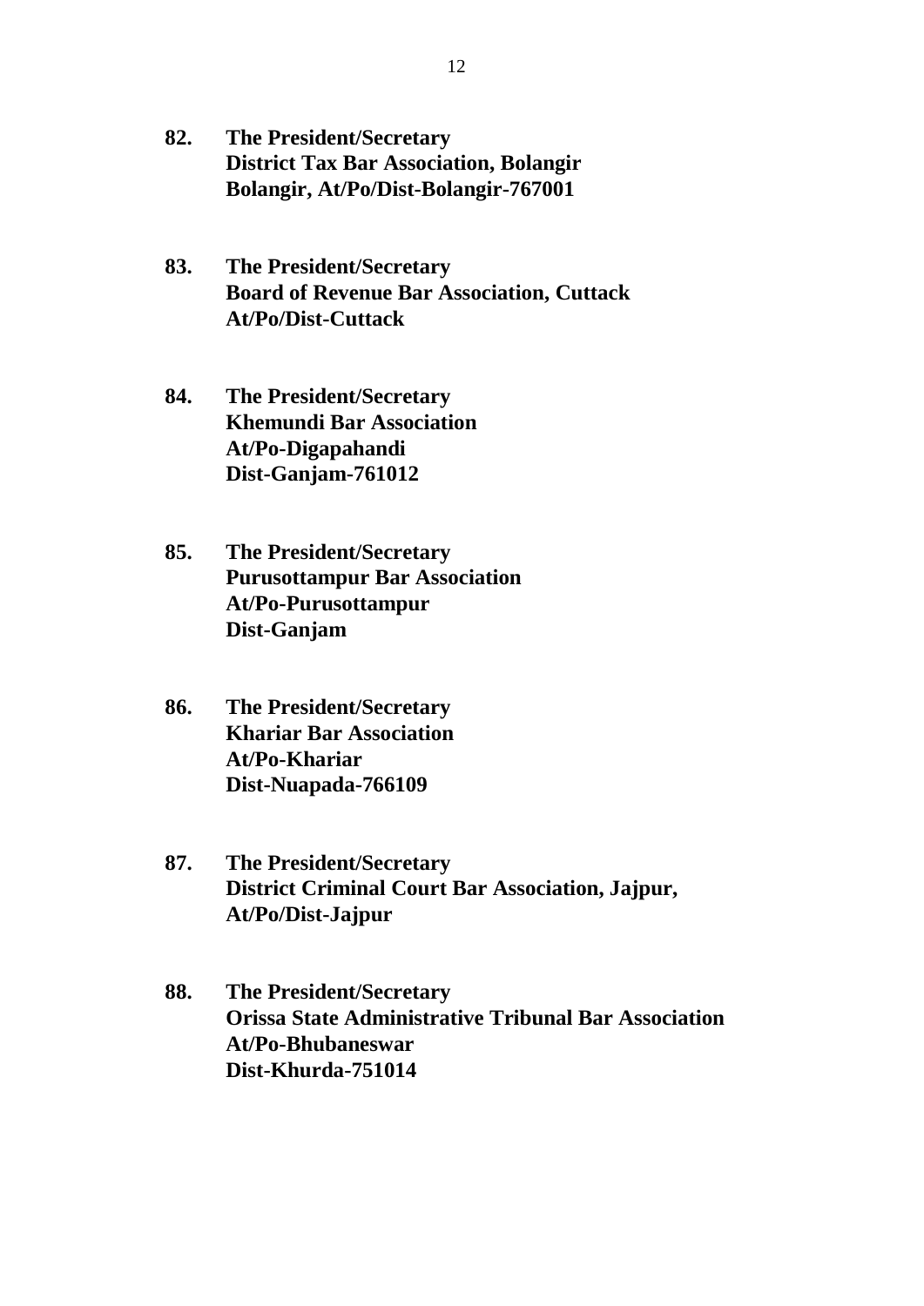**82. The President/Secretary**
**District Tax Bar Association, Bolangir**
**Bolangir, At/Po/Dist-Bolangir-767001**

**83. The President/Secretary**
**Board of Revenue Bar Association, Cuttack**
**At/Po/Dist-Cuttack**

**84. The President/Secretary**
**Khemundi Bar Association**
**At/Po-Digapahandi**
**Dist-Ganjam-761012**

**85. The President/Secretary**
**Purusottampur Bar Association**
**At/Po-Purusottampur**
**Dist-Ganjam**

**86. The President/Secretary**
**Khariar Bar Association**
**At/Po-Khariar**
**Dist-Nuapada-766109**

**87. The President/Secretary**
**District Criminal Court Bar Association, Jajpur,**
**At/Po/Dist-Jajpur**

**88. The President/Secretary**
**Orissa State Administrative Tribunal Bar Association**
**At/Po-Bhubaneswar**
**Dist-Khurda-751014**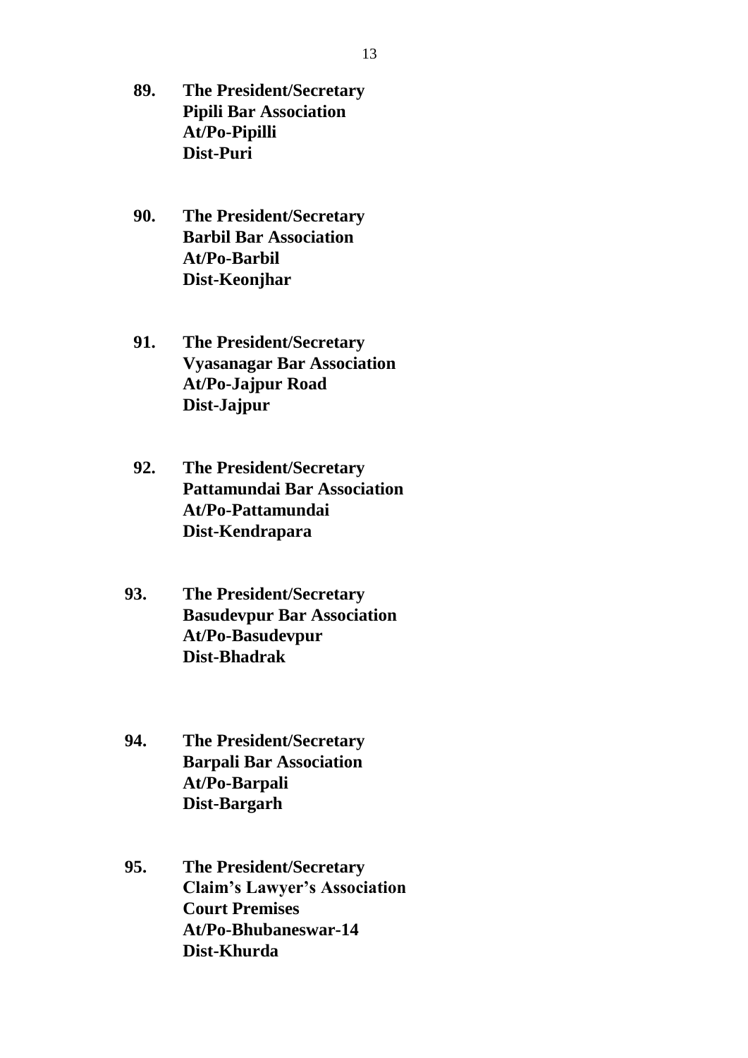**89. The President/Secretary**
**Pipili Bar Association**
**At/Po-Pipilli**
**Dist-Puri**

**90. The President/Secretary**
**Barbil Bar Association**
**At/Po-Barbil**
**Dist-Keonjhar**

**91. The President/Secretary**
**Vyasanagar Bar Association**
**At/Po-Jajpur Road**
**Dist-Jajpur**

**92. The President/Secretary**
**Pattamundai Bar Association**
**At/Po-Pattamundai**
**Dist-Kendrapara**

**93. The President/Secretary**
**Basudevpur Bar Association**
**At/Po-Basudevpur**
**Dist-Bhadrak**

**94. The President/Secretary**
**Barpali Bar Association**
**At/Po-Barpali**
**Dist-Bargarh**

**95. The President/Secretary**
**Claim's Lawyer's Association**
**Court Premises**
**At/Po-Bhubaneswar-14**
**Dist-Khurda**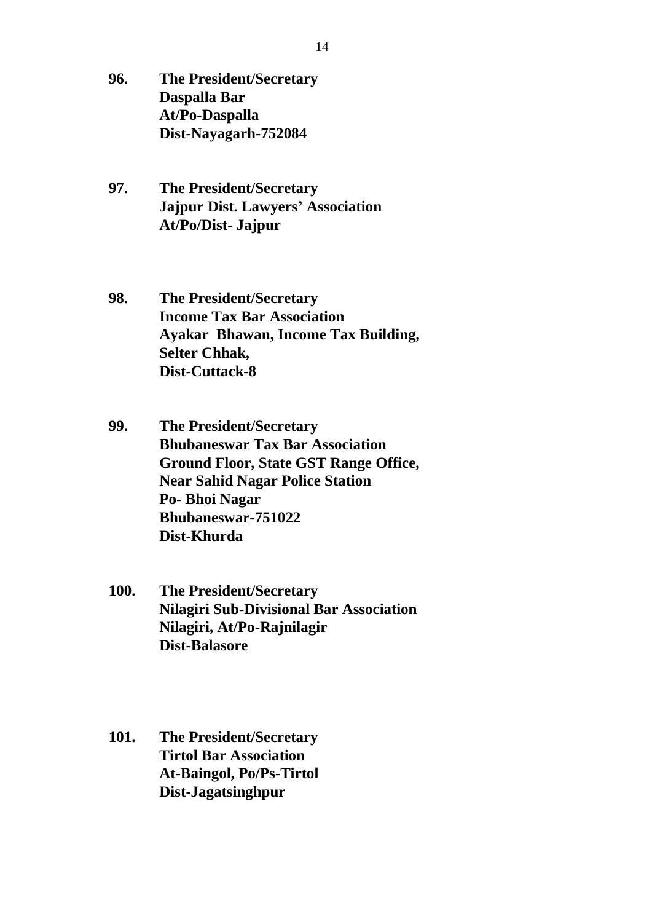**96. The President/Secretary**
**Daspalla Bar**
**At/Po-Daspalla**
**Dist-Nayagarh-752084**

**97. The President/Secretary**
**Jajpur Dist. Lawyers' Association**
**At/Po/Dist- Jajpur**

**98. The President/Secretary**
**Income Tax Bar Association**
**Ayakar Bhawan, Income Tax Building,**
**Selter Chhak,**
**Dist-Cuttack-8**

**99. The President/Secretary**
**Bhubaneswar Tax Bar Association**
**Ground Floor, State GST Range Office,**
**Near Sahid Nagar Police Station**
**Po- Bhoi Nagar**
**Bhubaneswar-751022**
**Dist-Khurda**

**100. The President/Secretary**
**Nilagiri Sub-Divisional Bar Association**
**Nilagiri, At/Po-Rajnilagir**
**Dist-Balasore**

**101. The President/Secretary**
**Tirtol Bar Association**
**At-Baingol, Po/Ps-Tirtol**
**Dist-Jagatsinghpur**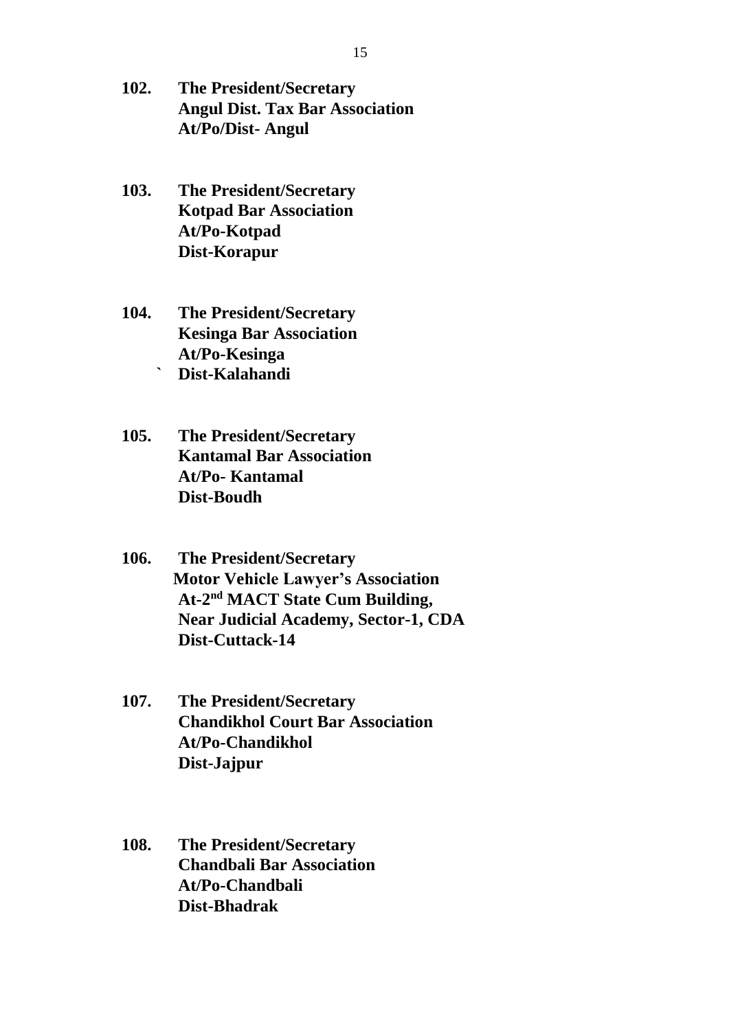**102.** **The President/Secretary**
**Angul Dist. Tax Bar Association**
**At/Po/Dist- Angul**

**103.** **The President/Secretary**
**Kotpad Bar Association**
**At/Po-Kotpad**
**Dist-Korapur**

**104.** **The President/Secretary**
**Kesinga Bar Association**
**At/Po-Kesinga**
**` Dist-Kalahandi**

**105.** **The President/Secretary**
**Kantamal Bar Association**
**At/Po- Kantamal**
**Dist-Boudh**

**106.** **The President/Secretary**
**Motor Vehicle Lawyer's Association**
**At-2nd MACT State Cum Building,**
**Near Judicial Academy, Sector-1, CDA**
**Dist-Cuttack-14**

**107.** **The President/Secretary**
**Chandikhol Court Bar Association**
**At/Po-Chandikhol**
**Dist-Jajpur**

**108.** **The President/Secretary**
**Chandbali Bar Association**
**At/Po-Chandbali**
**Dist-Bhadrak**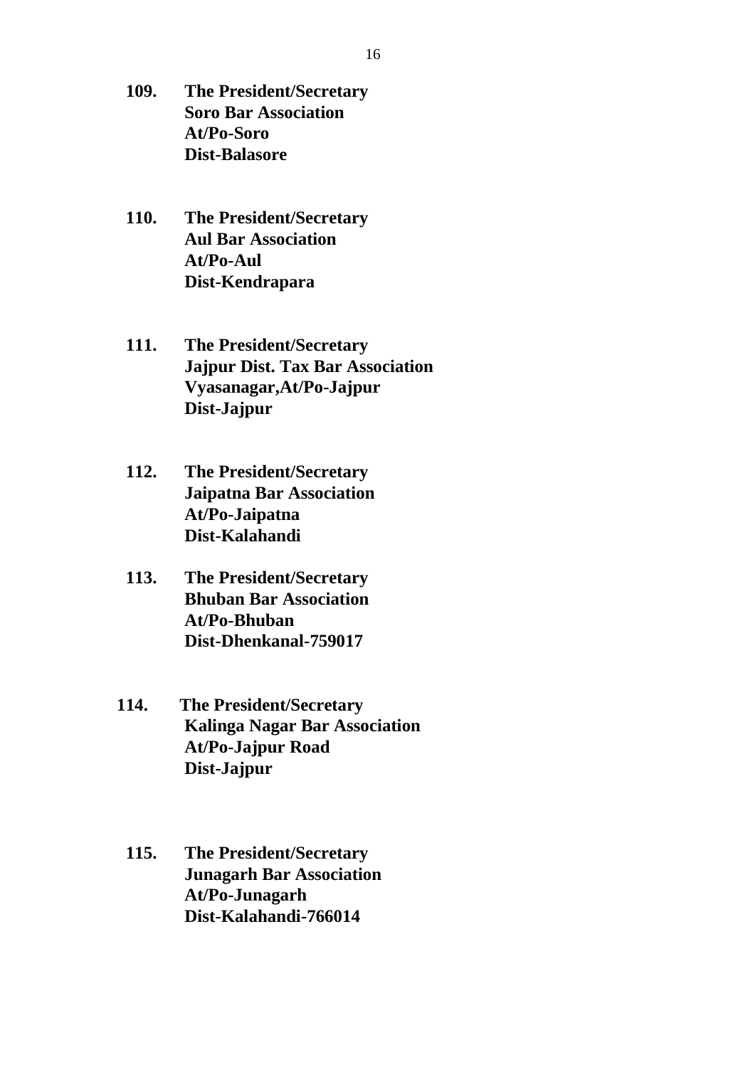**109. The President/Secretary**
**Soro Bar Association**
**At/Po-Soro**
**Dist-Balasore**

**110. The President/Secretary**
**Aul Bar Association**
**At/Po-Aul**
**Dist-Kendrapara**

**111. The President/Secretary**
**Jajpur Dist. Tax Bar Association**
**Vyasanagar,At/Po-Jajpur**
**Dist-Jajpur**

**112. The President/Secretary**
**Jaipatna Bar Association**
**At/Po-Jaipatna**
**Dist-Kalahandi**

**113. The President/Secretary**
**Bhuban Bar Association**
**At/Po-Bhuban**
**Dist-Dhenkanal-759017**

**114. The President/Secretary**
**Kalinga Nagar Bar Association**
**At/Po-Jajpur Road**
**Dist-Jajpur**

**115. The President/Secretary**
**Junagarh Bar Association**
**At/Po-Junagarh**
**Dist-Kalahandi-766014**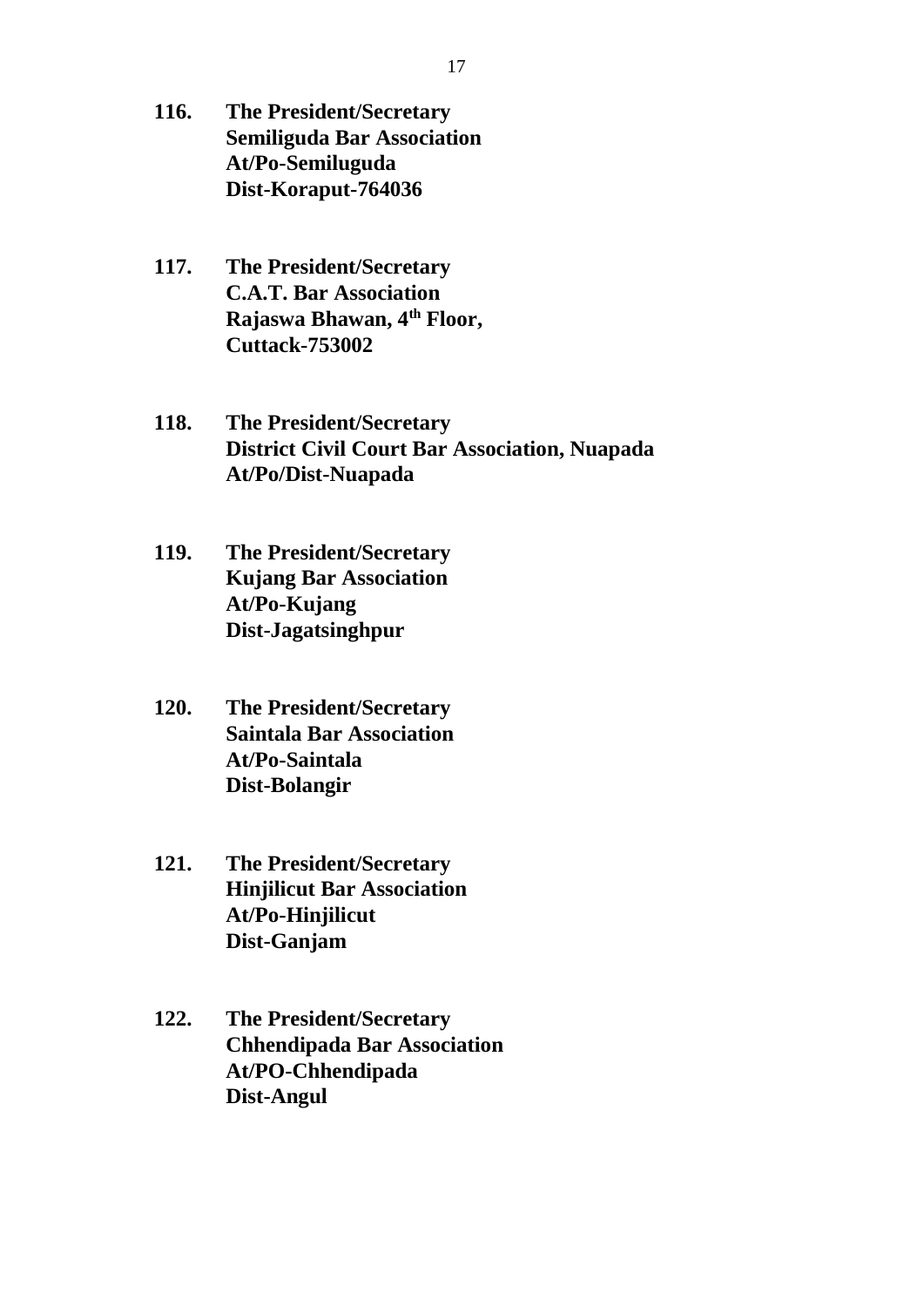**116. The President/Secretary**
**Semiliguda Bar Association**
**At/Po-Semiluguda**
**Dist-Koraput-764036**

**117. The President/Secretary**
**C.A.T. Bar Association**
**Rajaswa Bhawan, 4th Floor,**
**Cuttack-753002**

**118. The President/Secretary**
**District Civil Court Bar Association, Nuapada**
**At/Po/Dist-Nuapada**

**119. The President/Secretary**
**Kujang Bar Association**
**At/Po-Kujang**
**Dist-Jagatsinghpur**

**120. The President/Secretary**
**Saintala Bar Association**
**At/Po-Saintala**
**Dist-Bolangir**

**121. The President/Secretary**
**Hinjilicut Bar Association**
**At/Po-Hinjilicut**
**Dist-Ganjam**

**122. The President/Secretary**
**Chhendipada Bar Association**
**At/PO-Chhendipada**
**Dist-Angul**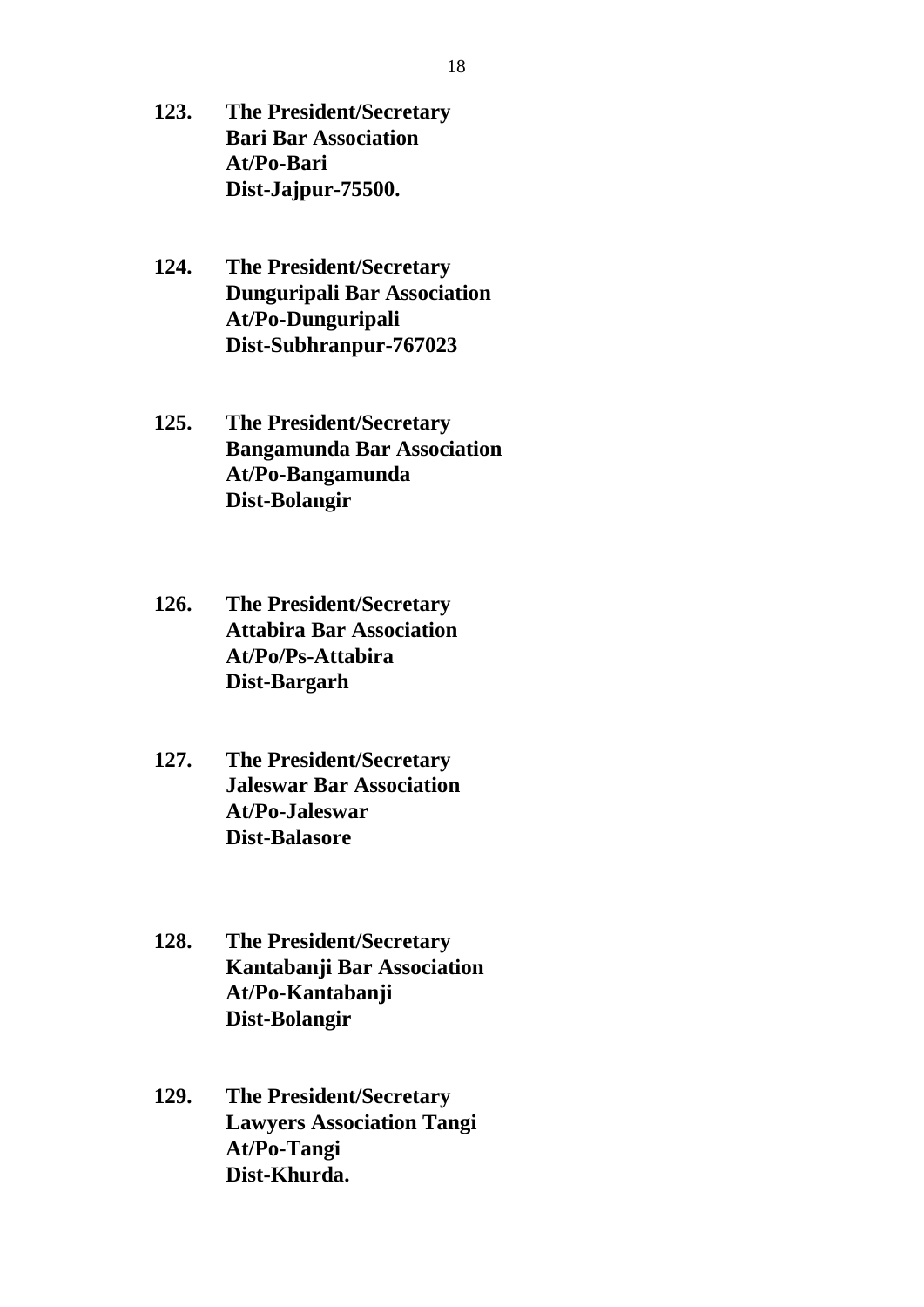**123. The President/Secretary**
**Bari Bar Association**
**At/Po-Bari**
**Dist-Jajpur-75500.**

**124. The President/Secretary**
**Dunguripali Bar Association**
**At/Po-Dunguripali**
**Dist-Subhranpur-767023**

**125. The President/Secretary**
**Bangamunda Bar Association**
**At/Po-Bangamunda**
**Dist-Bolangir**

**126. The President/Secretary**
**Attabira Bar Association**
**At/Po/Ps-Attabira**
**Dist-Bargarh**

**127. The President/Secretary**
**Jaleswar Bar Association**
**At/Po-Jaleswar**
**Dist-Balasore**

**128. The President/Secretary**
**Kantabanji Bar Association**
**At/Po-Kantabanji**
**Dist-Bolangir**

**129. The President/Secretary**
**Lawyers Association Tangi**
**At/Po-Tangi**
**Dist-Khurda.**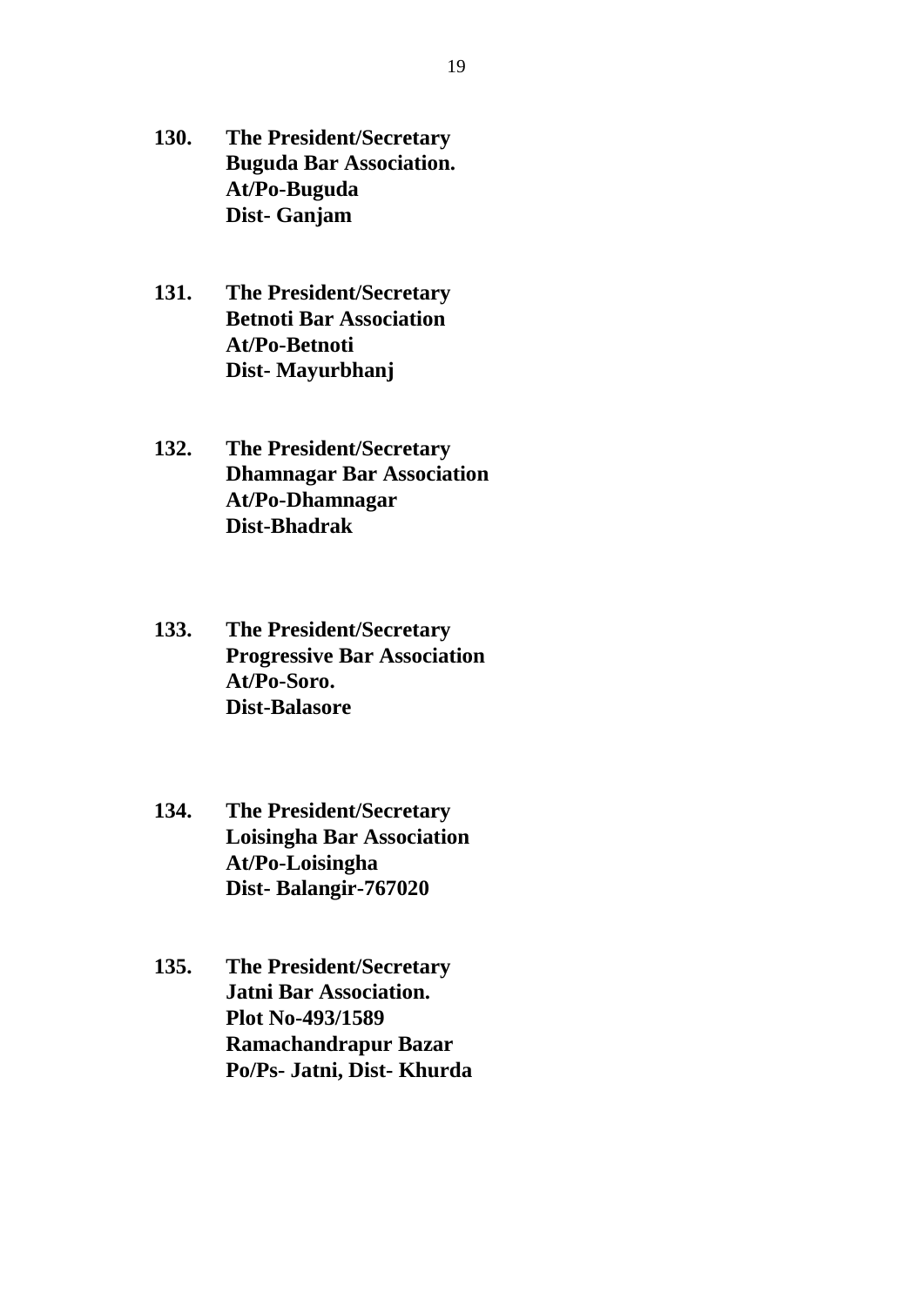**130.** **The President/Secretary**
**Buguda Bar Association.**
**At/Po-Buguda**
**Dist- Ganjam**

**131.** **The President/Secretary**
**Betnoti Bar Association**
**At/Po-Betnoti**
**Dist- Mayurbhanj**

**132.** **The President/Secretary**
**Dhamnagar Bar Association**
**At/Po-Dhamnagar**
**Dist-Bhadrak**

**133.** **The President/Secretary**
**Progressive Bar Association**
**At/Po-Soro.**
**Dist-Balasore**

**134.** **The President/Secretary**
**Loisingha Bar Association**
**At/Po-Loisingha**
**Dist- Balangir-767020**

**135.** **The President/Secretary**
**Jatni Bar Association.**
**Plot No-493/1589**
**Ramachandrapur Bazar**
**Po/Ps- Jatni, Dist- Khurda**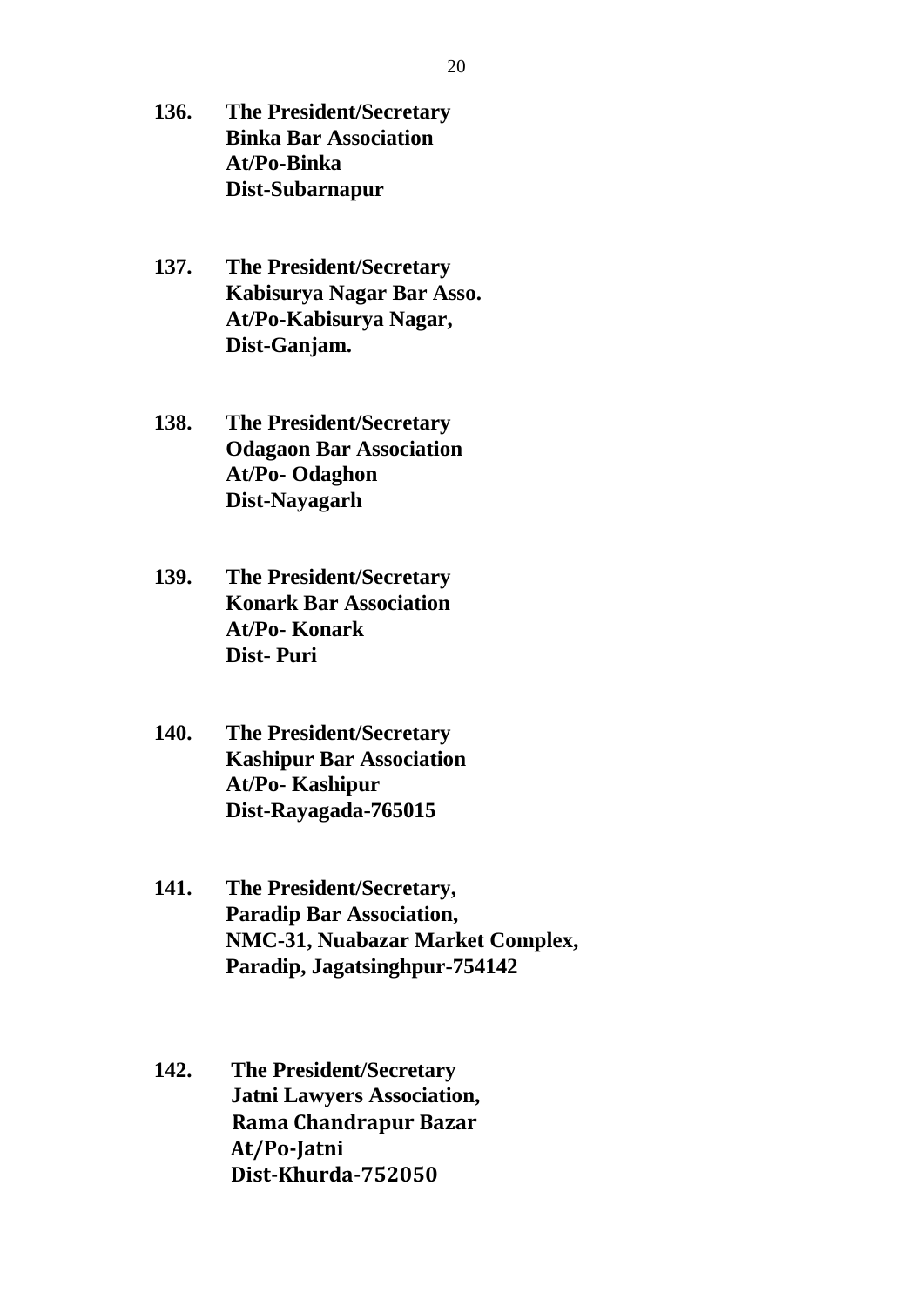**136. The President/Secretary**
**Binka Bar Association**
**At/Po-Binka**
**Dist-Subarnapur**

**137. The President/Secretary**
**Kabisurya Nagar Bar Asso.**
**At/Po-Kabisurya Nagar,**
**Dist-Ganjam.**

**138. The President/Secretary**
**Odagaon Bar Association**
**At/Po- Odaghon**
**Dist-Nayagarh**

**139. The President/Secretary**
**Konark Bar Association**
**At/Po- Konark**
**Dist- Puri**

**140. The President/Secretary**
**Kashipur Bar Association**
**At/Po- Kashipur**
**Dist-Rayagada-765015**

**141. The President/Secretary,**
**Paradip Bar Association,**
**NMC-31, Nuabazar Market Complex,**
**Paradip, Jagatsinghpur-754142**

**142. The President/Secretary**
**Jatni Lawyers Association,**
**Rama Chandrapur Bazar**
**At/Po-Jatni**
**Dist-Khurda-752050**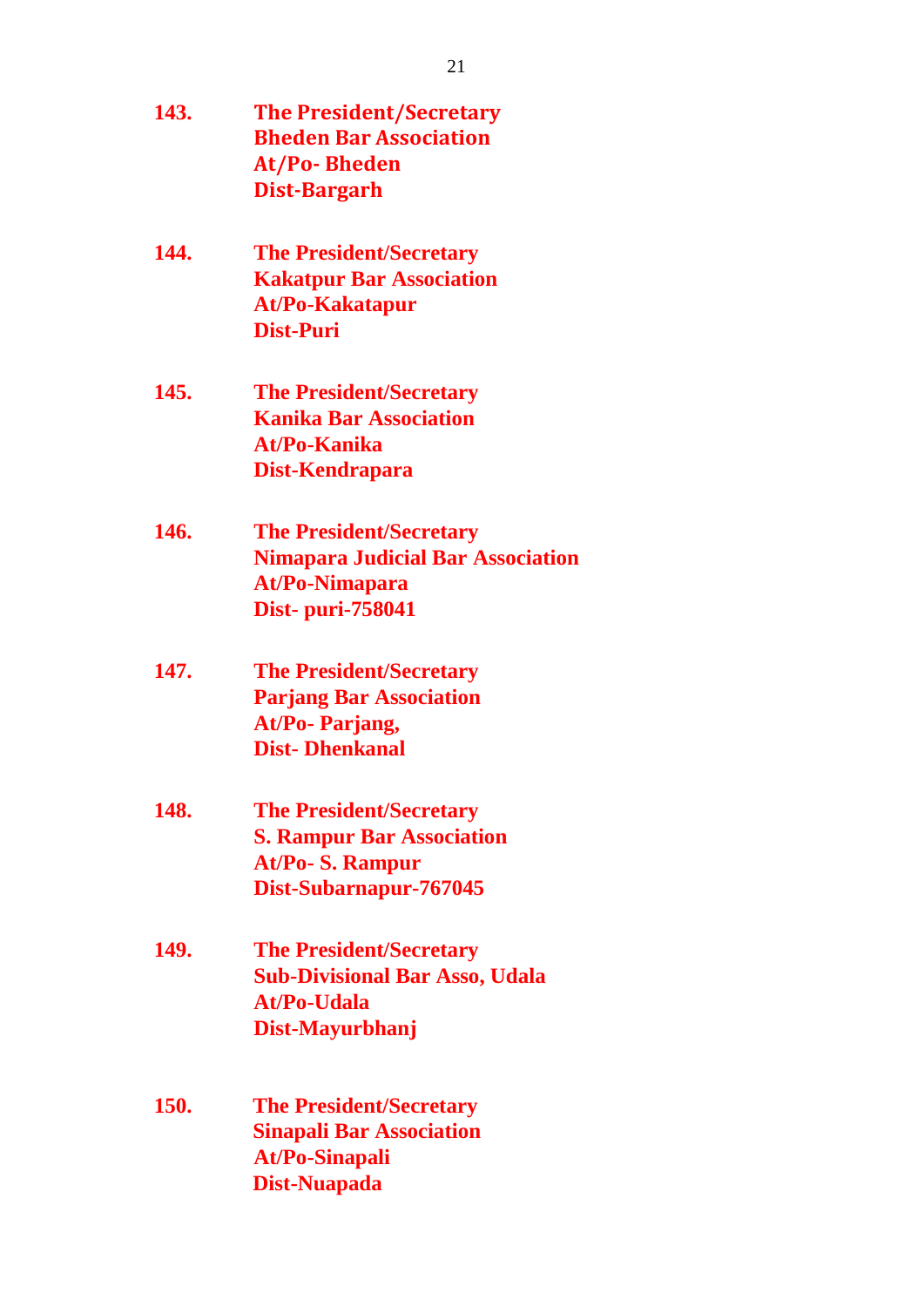**143.** **The President/Secretary**
**Bheden Bar Association**
**At/Po- Bheden**
**Dist-Bargarh**

**144.** **The President/Secretary**
**Kakatpur Bar Association**
**At/Po-Kakatapur**
**Dist-Puri**

**145.** **The President/Secretary**
**Kanika Bar Association**
**At/Po-Kanika**
**Dist-Kendrapara**

**146.** **The President/Secretary**
**Nimapara Judicial Bar Association**
**At/Po-Nimapara**
**Dist- puri-758041**

**147.** **The President/Secretary**
**Parjang Bar Association**
**At/Po- Parjang,**
**Dist- Dhenkanal**

**148.** **The President/Secretary**
**S. Rampur Bar Association**
**At/Po- S. Rampur**
**Dist-Subarnapur-767045**

**149.** **The President/Secretary**
**Sub-Divisional Bar Asso, Udala**
**At/Po-Udala**
**Dist-Mayurbhanj**

**150.** **The President/Secretary**
**Sinapali Bar Association**
**At/Po-Sinapali**
**Dist-Nuapada**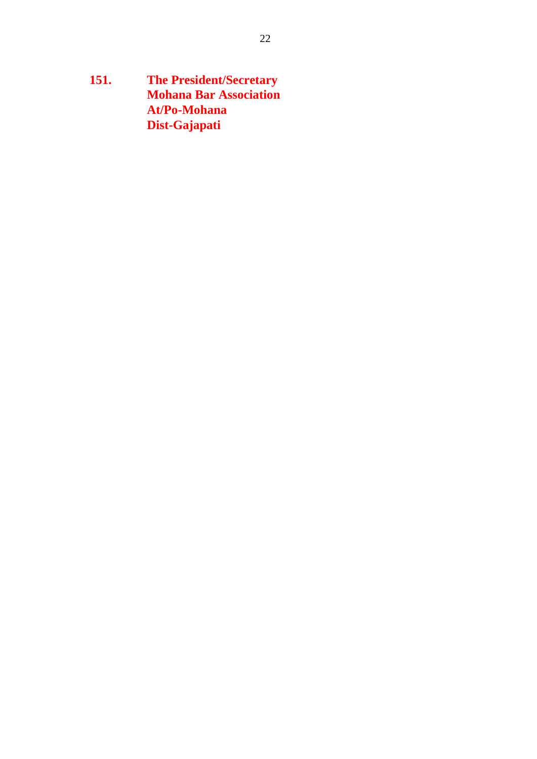**151.** **The President/Secretary**
**Mohana Bar Association**
**At/Po-Mohana**
**Dist-Gajapati**